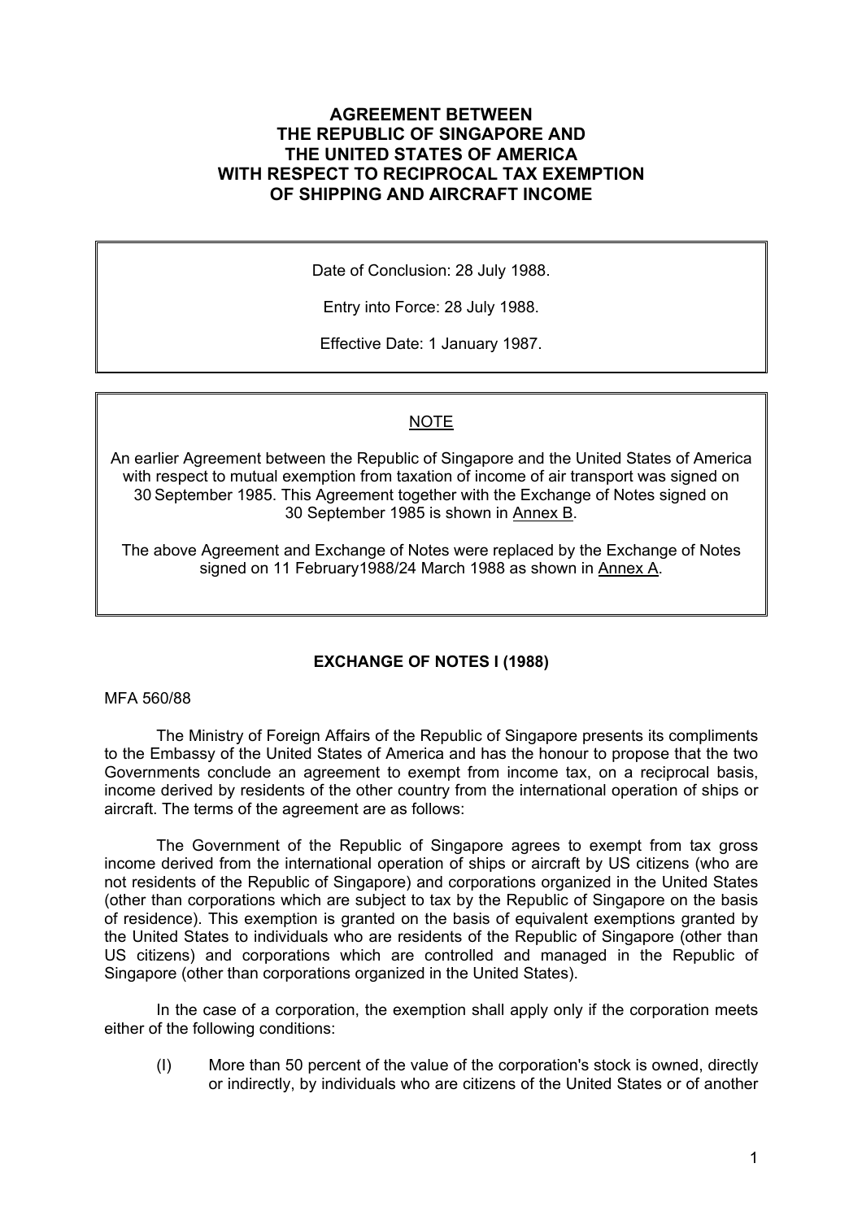# AGREEMENT BETWEEN THE REPUBLIC OF SINGAPORE AND THE UNITED STATES OF AMERICA WITH RESPECT TO RECIPROCAL TAX EXEMPTION OF SHIPPING AND AIRCRAFT INCOME

Date of Conclusion: 28 July 1988.

Entry into Force: 28 July 1988.

Effective Date: 1 January 1987.

NOTE

An earlier Agreement between the Republic of Singapore and the United States of America with respect to mutual exemption from taxation of income of air transport was signed on 30 September 1985. This Agreement together with the Exchange of Notes signed on 30 September 1985 is shown in Annex B.

The above Agreement and Exchange of Notes were replaced by the Exchange of Notes signed on 11 February1988/24 March 1988 as shown in Annex A.

## EXCHANGE OF NOTES I (1988)

MFA 560/88

The Ministry of Foreign Affairs of the Republic of Singapore presents its compliments to the Embassy of the United States of America and has the honour to propose that the two Governments conclude an agreement to exempt from income tax, on a reciprocal basis, income derived by residents of the other country from the international operation of ships or aircraft. The terms of the agreement are as follows:

The Government of the Republic of Singapore agrees to exempt from tax gross income derived from the international operation of ships or aircraft by US citizens (who are not residents of the Republic of Singapore) and corporations organized in the United States (other than corporations which are subject to tax by the Republic of Singapore on the basis of residence). This exemption is granted on the basis of equivalent exemptions granted by the United States to individuals who are residents of the Republic of Singapore (other than US citizens) and corporations which are controlled and managed in the Republic of Singapore (other than corporations organized in the United States).

In the case of a corporation, the exemption shall apply only if the corporation meets either of the following conditions:

(I) More than 50 percent of the value of the corporation's stock is owned, directly or indirectly, by individuals who are citizens of the United States or of another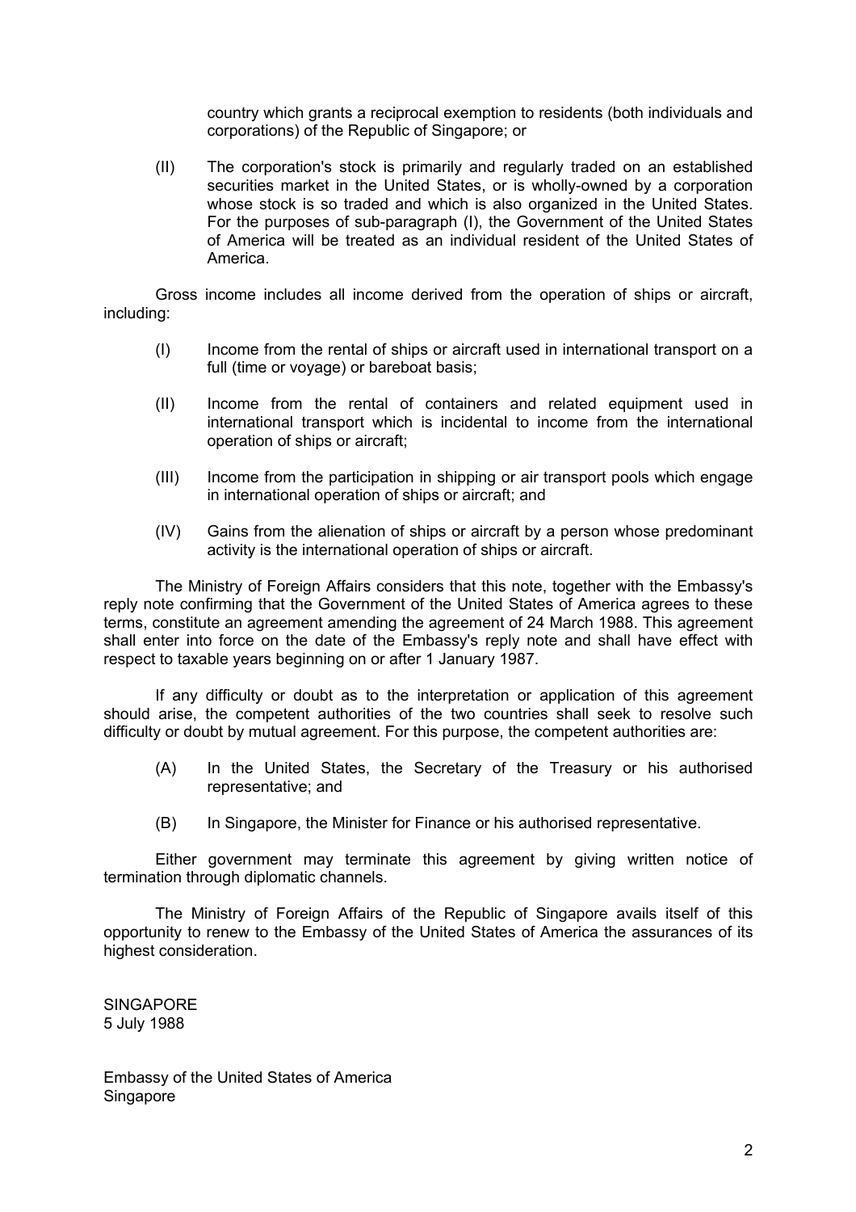country which grants a reciprocal exemption to residents (both individuals and corporations) of the Republic of Singapore; or

(II) The corporation's stock is primarily and regularly traded on an established securities market in the United States, or is wholly-owned by a corporation whose stock is so traded and which is also organized in the United States. For the purposes of sub-paragraph (I), the Government of the United States of America will be treated as an individual resident of the United States of America.

Gross income includes all income derived from the operation of ships or aircraft, including:

(I) Income from the rental of ships or aircraft used in international transport on a full (time or voyage) or bareboat basis;

(II) Income from the rental of containers and related equipment used in international transport which is incidental to income from the international operation of ships or aircraft;

(III) Income from the participation in shipping or air transport pools which engage in international operation of ships or aircraft; and

(IV) Gains from the alienation of ships or aircraft by a person whose predominant activity is the international operation of ships or aircraft.

The Ministry of Foreign Affairs considers that this note, together with the Embassy's reply note confirming that the Government of the United States of America agrees to these terms, constitute an agreement amending the agreement of 24 March 1988. This agreement shall enter into force on the date of the Embassy's reply note and shall have effect with respect to taxable years beginning on or after 1 January 1987.

If any difficulty or doubt as to the interpretation or application of this agreement should arise, the competent authorities of the two countries shall seek to resolve such difficulty or doubt by mutual agreement. For this purpose, the competent authorities are:

(A) In the United States, the Secretary of the Treasury or his authorised representative; and

(B) In Singapore, the Minister for Finance or his authorised representative.

Either government may terminate this agreement by giving written notice of termination through diplomatic channels.

The Ministry of Foreign Affairs of the Republic of Singapore avails itself of this opportunity to renew to the Embassy of the United States of America the assurances of its highest consideration.

SINGAPORE
5 July 1988

Embassy of the United States of America
Singapore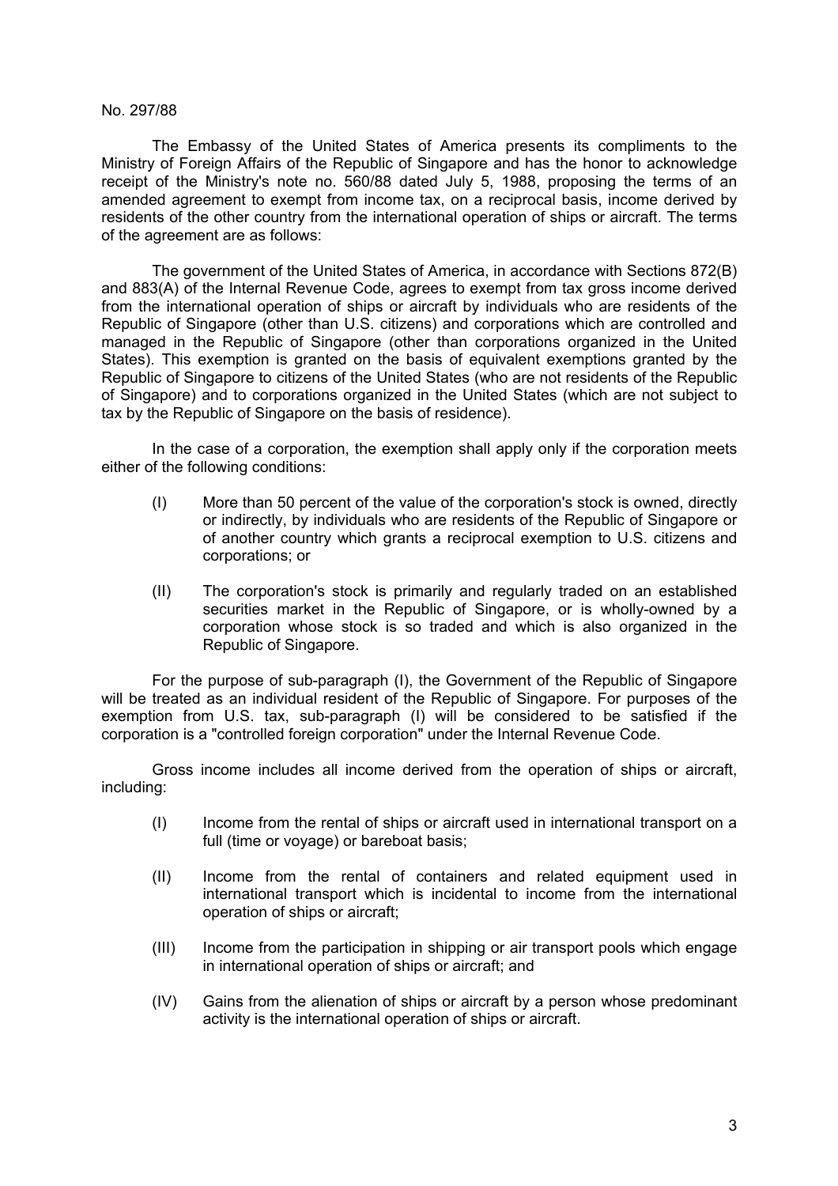No. 297/88

The Embassy of the United States of America presents its compliments to the Ministry of Foreign Affairs of the Republic of Singapore and has the honor to acknowledge receipt of the Ministry's note no. 560/88 dated July 5, 1988, proposing the terms of an amended agreement to exempt from income tax, on a reciprocal basis, income derived by residents of the other country from the international operation of ships or aircraft. The terms of the agreement are as follows:

The government of the United States of America, in accordance with Sections 872(B) and 883(A) of the Internal Revenue Code, agrees to exempt from tax gross income derived from the international operation of ships or aircraft by individuals who are residents of the Republic of Singapore (other than U.S. citizens) and corporations which are controlled and managed in the Republic of Singapore (other than corporations organized in the United States). This exemption is granted on the basis of equivalent exemptions granted by the Republic of Singapore to citizens of the United States (who are not residents of the Republic of Singapore) and to corporations organized in the United States (which are not subject to tax by the Republic of Singapore on the basis of residence).

In the case of a corporation, the exemption shall apply only if the corporation meets either of the following conditions:

(I) More than 50 percent of the value of the corporation's stock is owned, directly or indirectly, by individuals who are residents of the Republic of Singapore or of another country which grants a reciprocal exemption to U.S. citizens and corporations; or

(II) The corporation's stock is primarily and regularly traded on an established securities market in the Republic of Singapore, or is wholly-owned by a corporation whose stock is so traded and which is also organized in the Republic of Singapore.

For the purpose of sub-paragraph (I), the Government of the Republic of Singapore will be treated as an individual resident of the Republic of Singapore. For purposes of the exemption from U.S. tax, sub-paragraph (I) will be considered to be satisfied if the corporation is a "controlled foreign corporation" under the Internal Revenue Code.

Gross income includes all income derived from the operation of ships or aircraft, including:

(I) Income from the rental of ships or aircraft used in international transport on a full (time or voyage) or bareboat basis;

(II) Income from the rental of containers and related equipment used in international transport which is incidental to income from the international operation of ships or aircraft;

(III) Income from the participation in shipping or air transport pools which engage in international operation of ships or aircraft; and

(IV) Gains from the alienation of ships or aircraft by a person whose predominant activity is the international operation of ships or aircraft.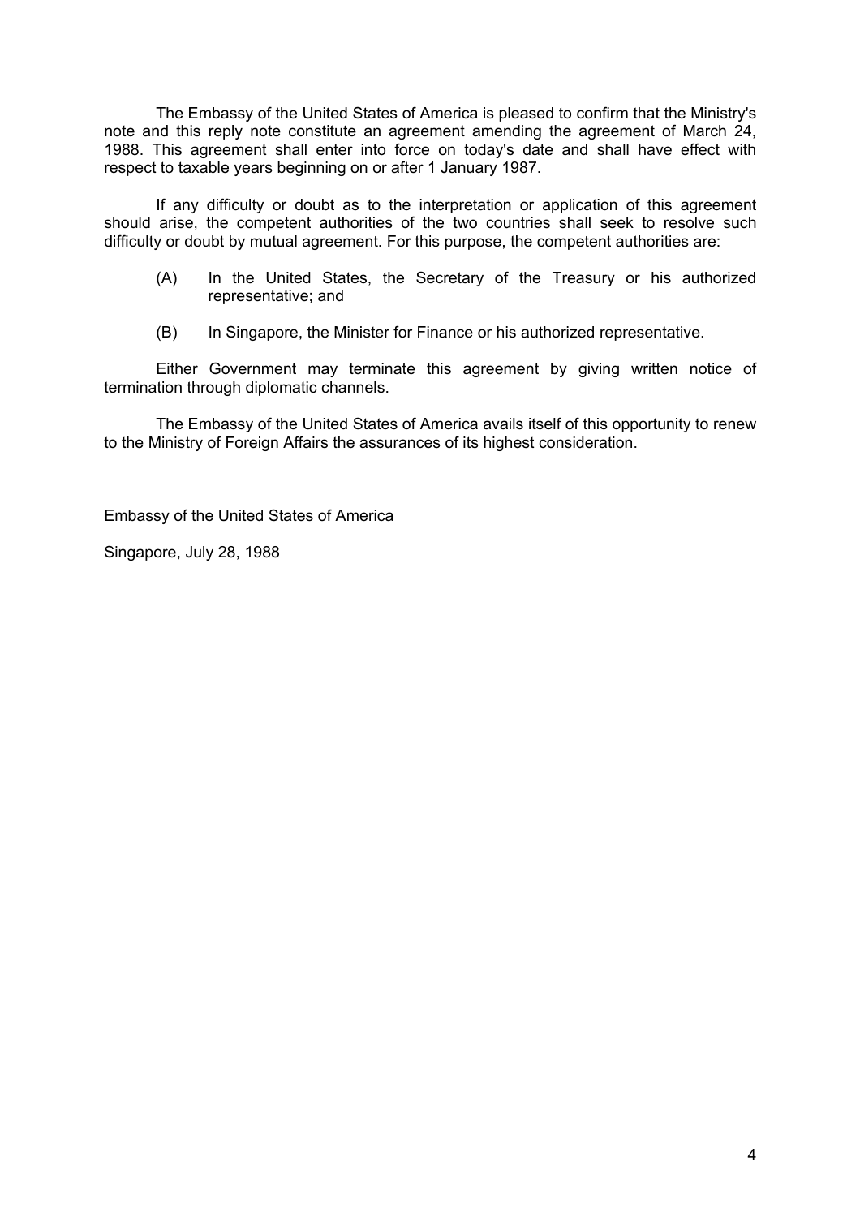The Embassy of the United States of America is pleased to confirm that the Ministry's note and this reply note constitute an agreement amending the agreement of March 24, 1988. This agreement shall enter into force on today's date and shall have effect with respect to taxable years beginning on or after 1 January 1987.

If any difficulty or doubt as to the interpretation or application of this agreement should arise, the competent authorities of the two countries shall seek to resolve such difficulty or doubt by mutual agreement. For this purpose, the competent authorities are:

(A) In the United States, the Secretary of the Treasury or his authorized representative; and

(B) In Singapore, the Minister for Finance or his authorized representative.

Either Government may terminate this agreement by giving written notice of termination through diplomatic channels.

The Embassy of the United States of America avails itself of this opportunity to renew to the Ministry of Foreign Affairs the assurances of its highest consideration.

Embassy of the United States of America

Singapore, July 28, 1988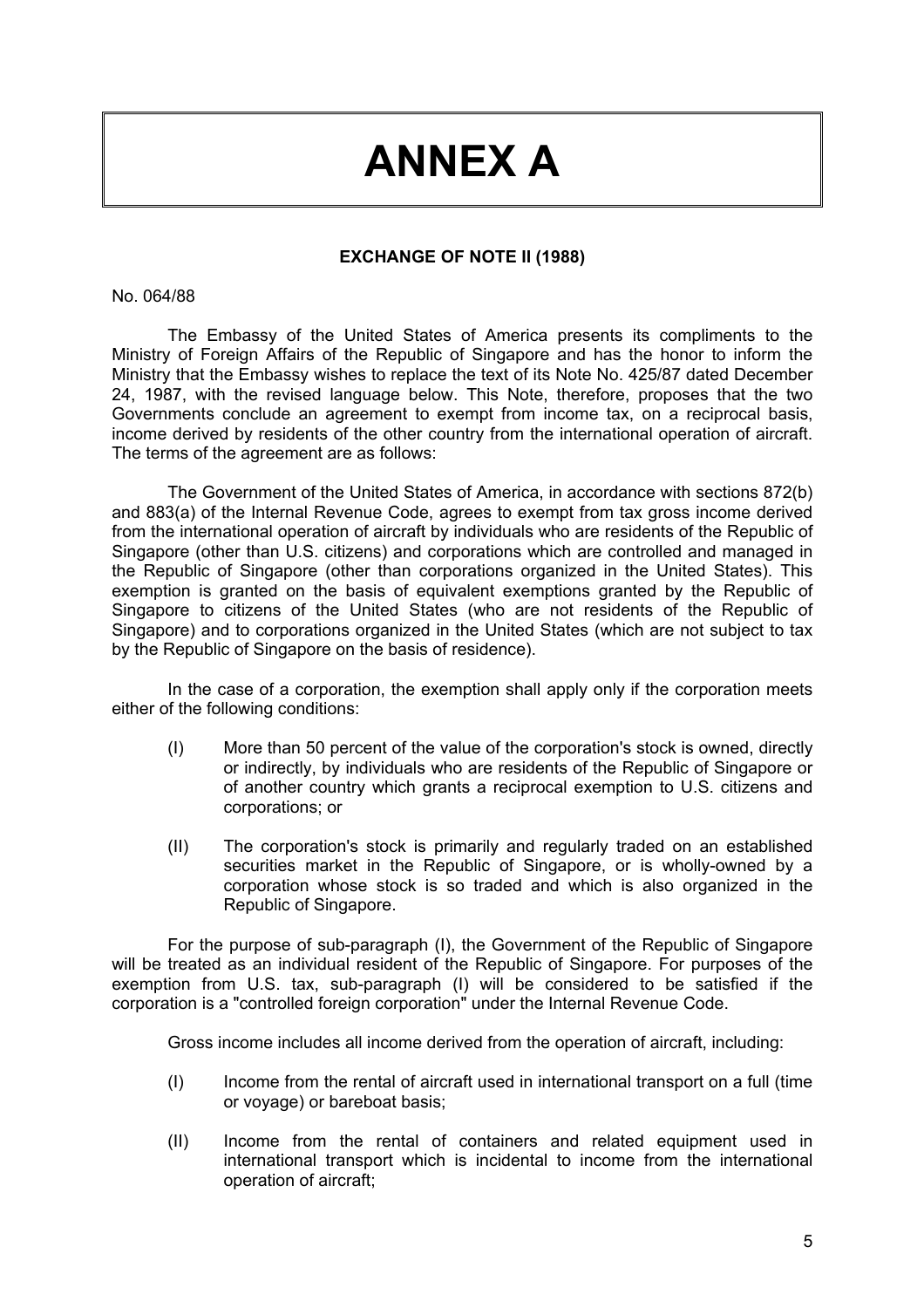# ANNEX A

**EXCHANGE OF NOTE II (1988)**

No. 064/88

The Embassy of the United States of America presents its compliments to the Ministry of Foreign Affairs of the Republic of Singapore and has the honor to inform the Ministry that the Embassy wishes to replace the text of its Note No. 425/87 dated December 24, 1987, with the revised language below. This Note, therefore, proposes that the two Governments conclude an agreement to exempt from income tax, on a reciprocal basis, income derived by residents of the other country from the international operation of aircraft. The terms of the agreement are as follows:

The Government of the United States of America, in accordance with sections 872(b) and 883(a) of the Internal Revenue Code, agrees to exempt from tax gross income derived from the international operation of aircraft by individuals who are residents of the Republic of Singapore (other than U.S. citizens) and corporations which are controlled and managed in the Republic of Singapore (other than corporations organized in the United States). This exemption is granted on the basis of equivalent exemptions granted by the Republic of Singapore to citizens of the United States (who are not residents of the Republic of Singapore) and to corporations organized in the United States (which are not subject to tax by the Republic of Singapore on the basis of residence).

In the case of a corporation, the exemption shall apply only if the corporation meets either of the following conditions:

(I) More than 50 percent of the value of the corporation's stock is owned, directly or indirectly, by individuals who are residents of the Republic of Singapore or of another country which grants a reciprocal exemption to U.S. citizens and corporations; or

(II) The corporation's stock is primarily and regularly traded on an established securities market in the Republic of Singapore, or is wholly-owned by a corporation whose stock is so traded and which is also organized in the Republic of Singapore.

For the purpose of sub-paragraph (I), the Government of the Republic of Singapore will be treated as an individual resident of the Republic of Singapore. For purposes of the exemption from U.S. tax, sub-paragraph (I) will be considered to be satisfied if the corporation is a "controlled foreign corporation" under the Internal Revenue Code.

Gross income includes all income derived from the operation of aircraft, including:

(I) Income from the rental of aircraft used in international transport on a full (time or voyage) or bareboat basis;

(II) Income from the rental of containers and related equipment used in international transport which is incidental to income from the international operation of aircraft;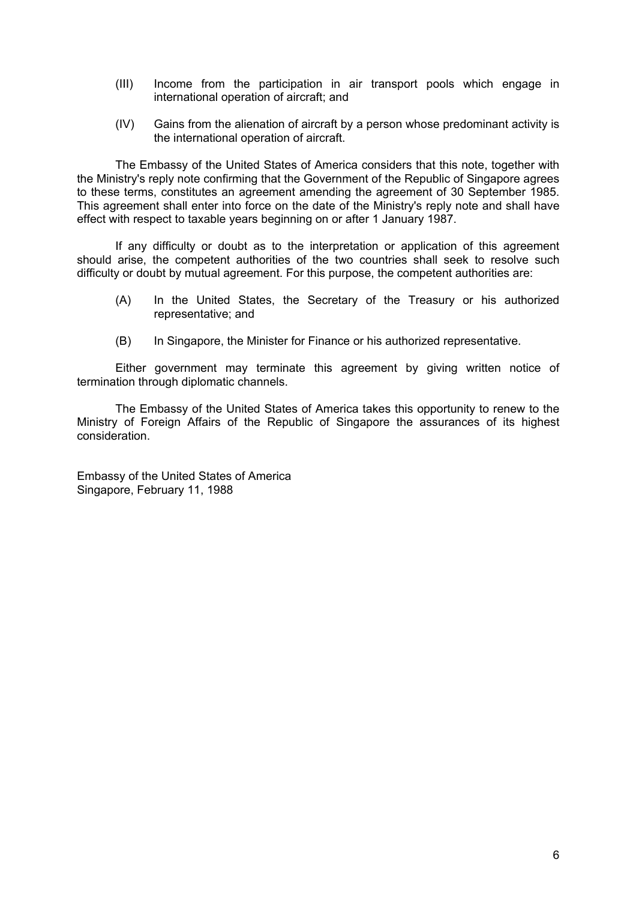(III) Income from the participation in air transport pools which engage in international operation of aircraft; and

(IV) Gains from the alienation of aircraft by a person whose predominant activity is the international operation of aircraft.

The Embassy of the United States of America considers that this note, together with the Ministry's reply note confirming that the Government of the Republic of Singapore agrees to these terms, constitutes an agreement amending the agreement of 30 September 1985. This agreement shall enter into force on the date of the Ministry's reply note and shall have effect with respect to taxable years beginning on or after 1 January 1987.

If any difficulty or doubt as to the interpretation or application of this agreement should arise, the competent authorities of the two countries shall seek to resolve such difficulty or doubt by mutual agreement. For this purpose, the competent authorities are:

(A) In the United States, the Secretary of the Treasury or his authorized representative; and

(B) In Singapore, the Minister for Finance or his authorized representative.

Either government may terminate this agreement by giving written notice of termination through diplomatic channels.

The Embassy of the United States of America takes this opportunity to renew to the Ministry of Foreign Affairs of the Republic of Singapore the assurances of its highest consideration.

Embassy of the United States of America
Singapore, February 11, 1988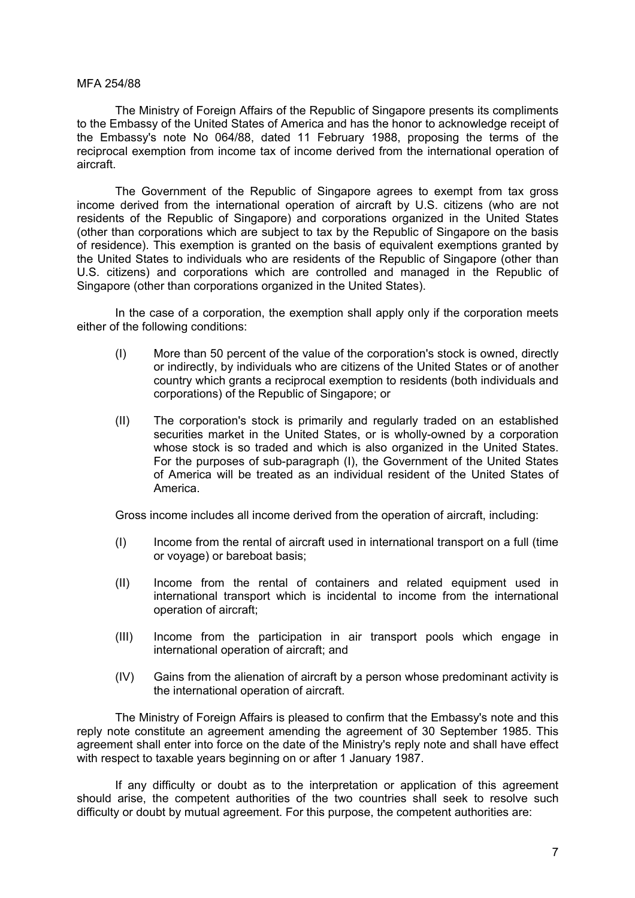MFA 254/88

The Ministry of Foreign Affairs of the Republic of Singapore presents its compliments to the Embassy of the United States of America and has the honor to acknowledge receipt of the Embassy's note No 064/88, dated 11 February 1988, proposing the terms of the reciprocal exemption from income tax of income derived from the international operation of aircraft.

The Government of the Republic of Singapore agrees to exempt from tax gross income derived from the international operation of aircraft by U.S. citizens (who are not residents of the Republic of Singapore) and corporations organized in the United States (other than corporations which are subject to tax by the Republic of Singapore on the basis of residence). This exemption is granted on the basis of equivalent exemptions granted by the United States to individuals who are residents of the Republic of Singapore (other than U.S. citizens) and corporations which are controlled and managed in the Republic of Singapore (other than corporations organized in the United States).

In the case of a corporation, the exemption shall apply only if the corporation meets either of the following conditions:

- (I) More than 50 percent of the value of the corporation's stock is owned, directly or indirectly, by individuals who are citizens of the United States or of another country which grants a reciprocal exemption to residents (both individuals and corporations) of the Republic of Singapore; or

- (II) The corporation's stock is primarily and regularly traded on an established securities market in the United States, or is wholly-owned by a corporation whose stock is so traded and which is also organized in the United States. For the purposes of sub-paragraph (I), the Government of the United States of America will be treated as an individual resident of the United States of America.

Gross income includes all income derived from the operation of aircraft, including:

- (I) Income from the rental of aircraft used in international transport on a full (time or voyage) or bareboat basis;

- (II) Income from the rental of containers and related equipment used in international transport which is incidental to income from the international operation of aircraft;

- (III) Income from the participation in air transport pools which engage in international operation of aircraft; and

- (IV) Gains from the alienation of aircraft by a person whose predominant activity is the international operation of aircraft.

The Ministry of Foreign Affairs is pleased to confirm that the Embassy's note and this reply note constitute an agreement amending the agreement of 30 September 1985. This agreement shall enter into force on the date of the Ministry's reply note and shall have effect with respect to taxable years beginning on or after 1 January 1987.

If any difficulty or doubt as to the interpretation or application of this agreement should arise, the competent authorities of the two countries shall seek to resolve such difficulty or doubt by mutual agreement. For this purpose, the competent authorities are: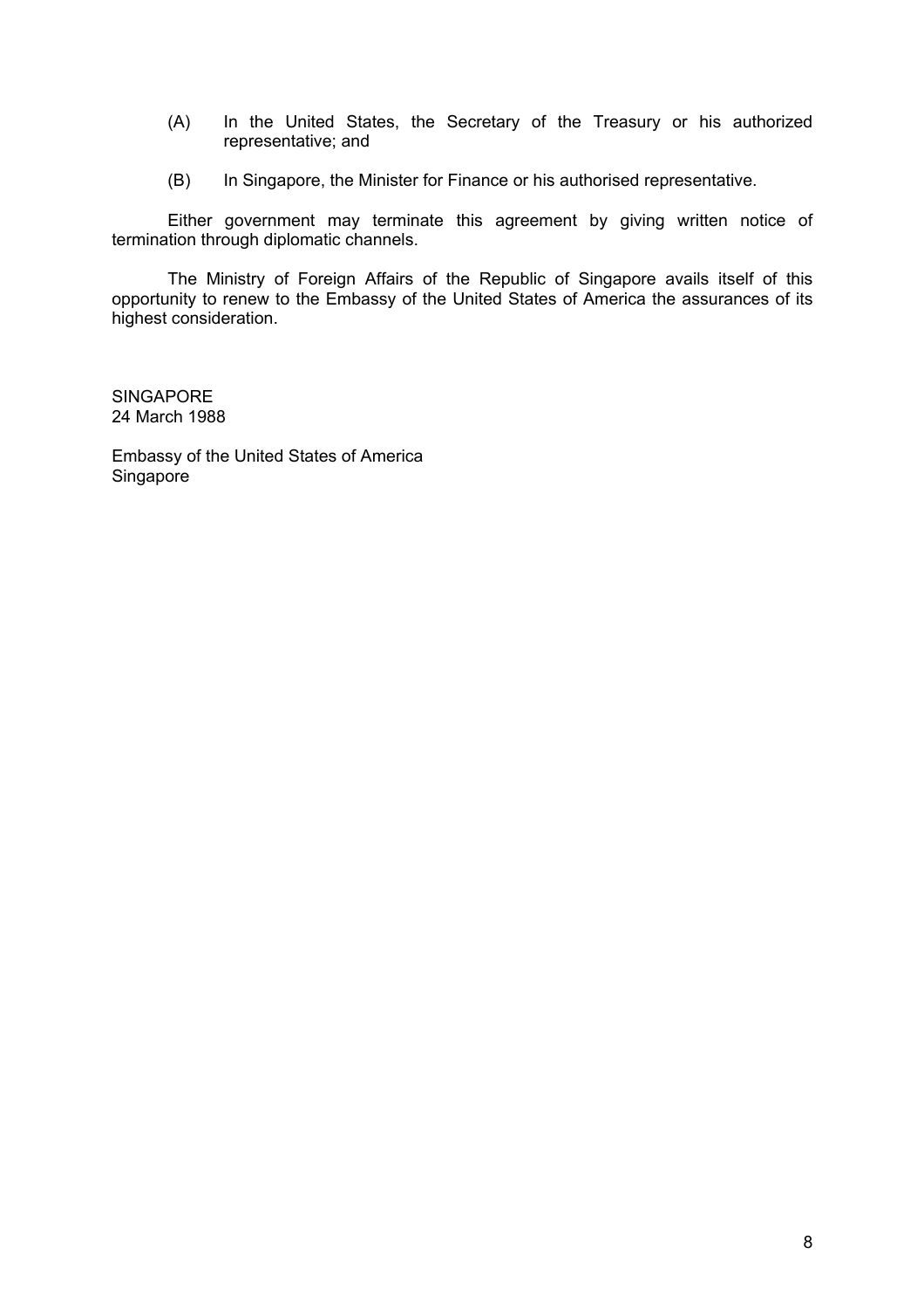(A) In the United States, the Secretary of the Treasury or his authorized representative; and

(B) In Singapore, the Minister for Finance or his authorised representative.

Either government may terminate this agreement by giving written notice of termination through diplomatic channels.

The Ministry of Foreign Affairs of the Republic of Singapore avails itself of this opportunity to renew to the Embassy of the United States of America the assurances of its highest consideration.

SINGAPORE
24 March 1988

Embassy of the United States of America
Singapore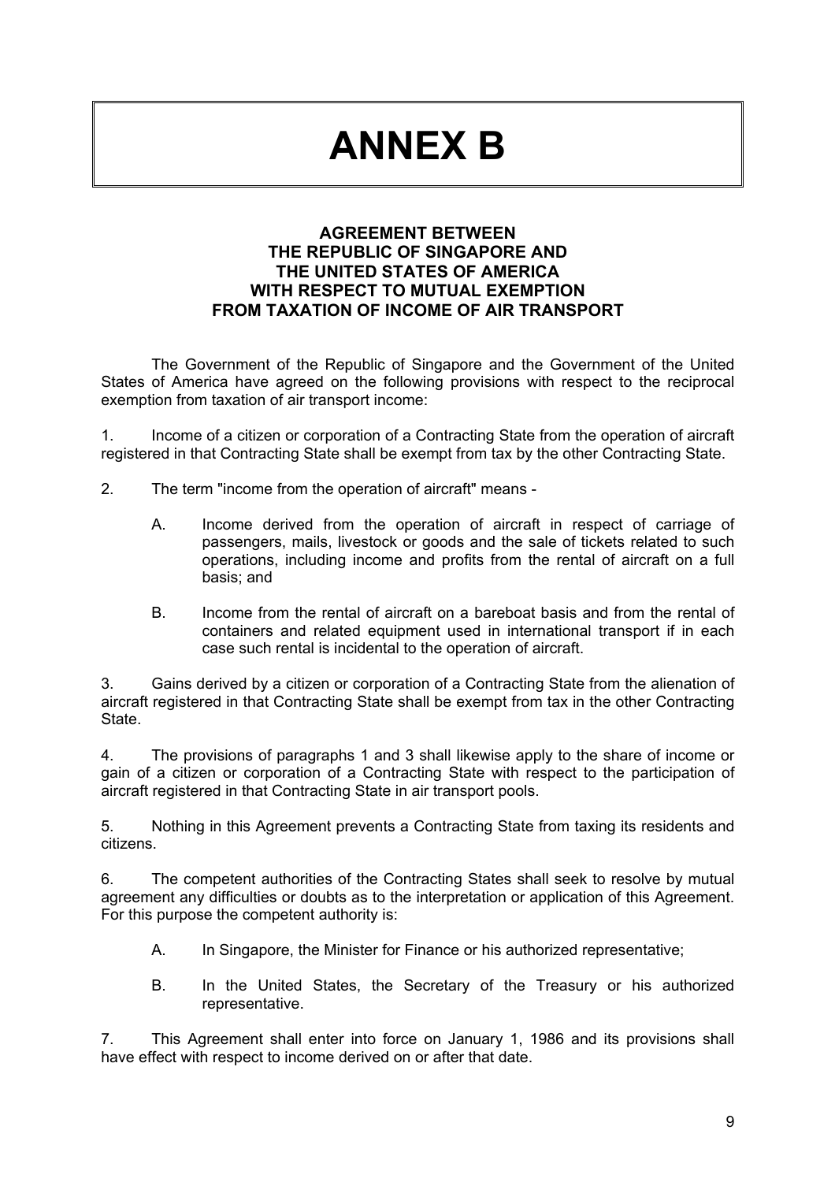# ANNEX B

## AGREEMENT BETWEEN THE REPUBLIC OF SINGAPORE AND THE UNITED STATES OF AMERICA WITH RESPECT TO MUTUAL EXEMPTION FROM TAXATION OF INCOME OF AIR TRANSPORT

The Government of the Republic of Singapore and the Government of the United States of America have agreed on the following provisions with respect to the reciprocal exemption from taxation of air transport income:

1. Income of a citizen or corporation of a Contracting State from the operation of aircraft registered in that Contracting State shall be exempt from tax by the other Contracting State.

2. The term "income from the operation of aircraft" means -

   A. Income derived from the operation of aircraft in respect of carriage of passengers, mails, livestock or goods and the sale of tickets related to such operations, including income and profits from the rental of aircraft on a full basis; and

   B. Income from the rental of aircraft on a bareboat basis and from the rental of containers and related equipment used in international transport if in each case such rental is incidental to the operation of aircraft.

3. Gains derived by a citizen or corporation of a Contracting State from the alienation of aircraft registered in that Contracting State shall be exempt from tax in the other Contracting State.

4. The provisions of paragraphs 1 and 3 shall likewise apply to the share of income or gain of a citizen or corporation of a Contracting State with respect to the participation of aircraft registered in that Contracting State in air transport pools.

5. Nothing in this Agreement prevents a Contracting State from taxing its residents and citizens.

6. The competent authorities of the Contracting States shall seek to resolve by mutual agreement any difficulties or doubts as to the interpretation or application of this Agreement. For this purpose the competent authority is:

   A. In Singapore, the Minister for Finance or his authorized representative;

   B. In the United States, the Secretary of the Treasury or his authorized representative.

7. This Agreement shall enter into force on January 1, 1986 and its provisions shall have effect with respect to income derived on or after that date.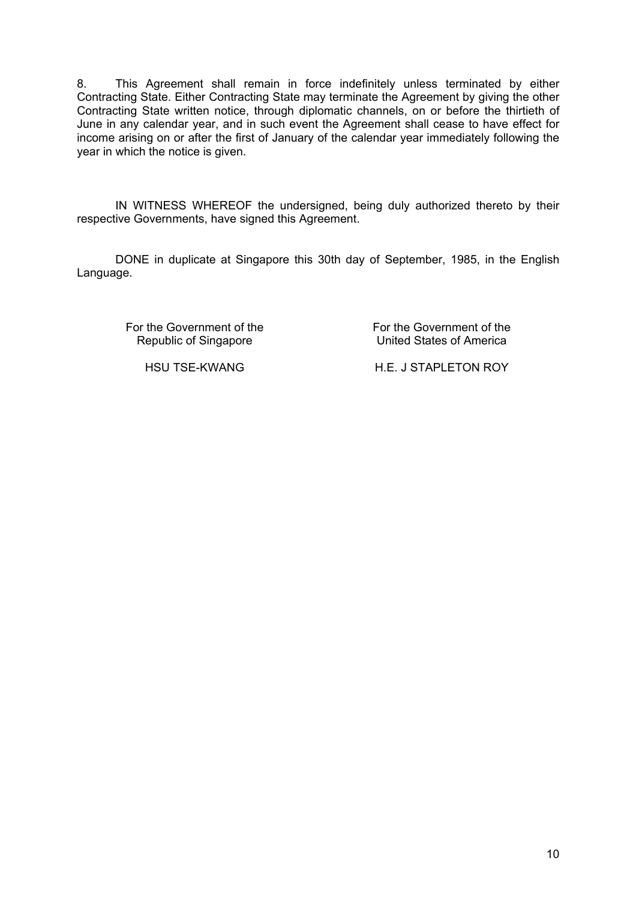8. This Agreement shall remain in force indefinitely unless terminated by either Contracting State. Either Contracting State may terminate the Agreement by giving the other Contracting State written notice, through diplomatic channels, on or before the thirtieth of June in any calendar year, and in such event the Agreement shall cease to have effect for income arising on or after the first of January of the calendar year immediately following the year in which the notice is given.

IN WITNESS WHEREOF the undersigned, being duly authorized thereto by their respective Governments, have signed this Agreement.

DONE in duplicate at Singapore this 30th day of September, 1985, in the English Language.

| For the Government of the Republic of Singapore | For the Government of the United States of America |
| --- | --- |
| HSU TSE-KWANG | H.E. J STAPLETON ROY |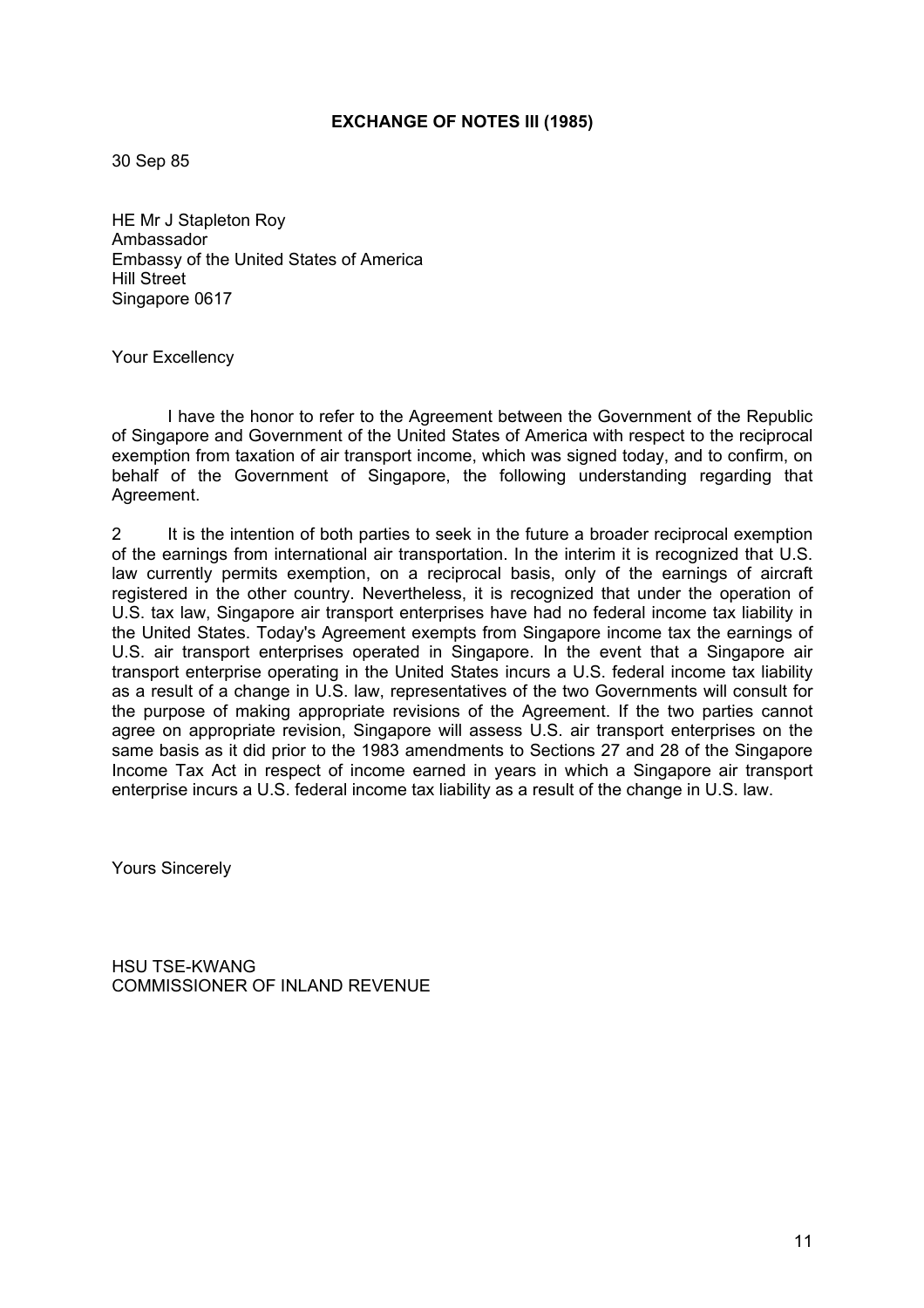**EXCHANGE OF NOTES III (1985)**

30 Sep 85

HE Mr J Stapleton Roy
Ambassador
Embassy of the United States of America
Hill Street
Singapore 0617

Your Excellency

I have the honor to refer to the Agreement between the Government of the Republic of Singapore and Government of the United States of America with respect to the reciprocal exemption from taxation of air transport income, which was signed today, and to confirm, on behalf of the Government of Singapore, the following understanding regarding that Agreement.

2 It is the intention of both parties to seek in the future a broader reciprocal exemption of the earnings from international air transportation. In the interim it is recognized that U.S. law currently permits exemption, on a reciprocal basis, only of the earnings of aircraft registered in the other country. Nevertheless, it is recognized that under the operation of U.S. tax law, Singapore air transport enterprises have had no federal income tax liability in the United States. Today's Agreement exempts from Singapore income tax the earnings of U.S. air transport enterprises operated in Singapore. In the event that a Singapore air transport enterprise operating in the United States incurs a U.S. federal income tax liability as a result of a change in U.S. law, representatives of the two Governments will consult for the purpose of making appropriate revisions of the Agreement. If the two parties cannot agree on appropriate revision, Singapore will assess U.S. air transport enterprises on the same basis as it did prior to the 1983 amendments to Sections 27 and 28 of the Singapore Income Tax Act in respect of income earned in years in which a Singapore air transport enterprise incurs a U.S. federal income tax liability as a result of the change in U.S. law.

Yours Sincerely

HSU TSE-KWANG
COMMISSIONER OF INLAND REVENUE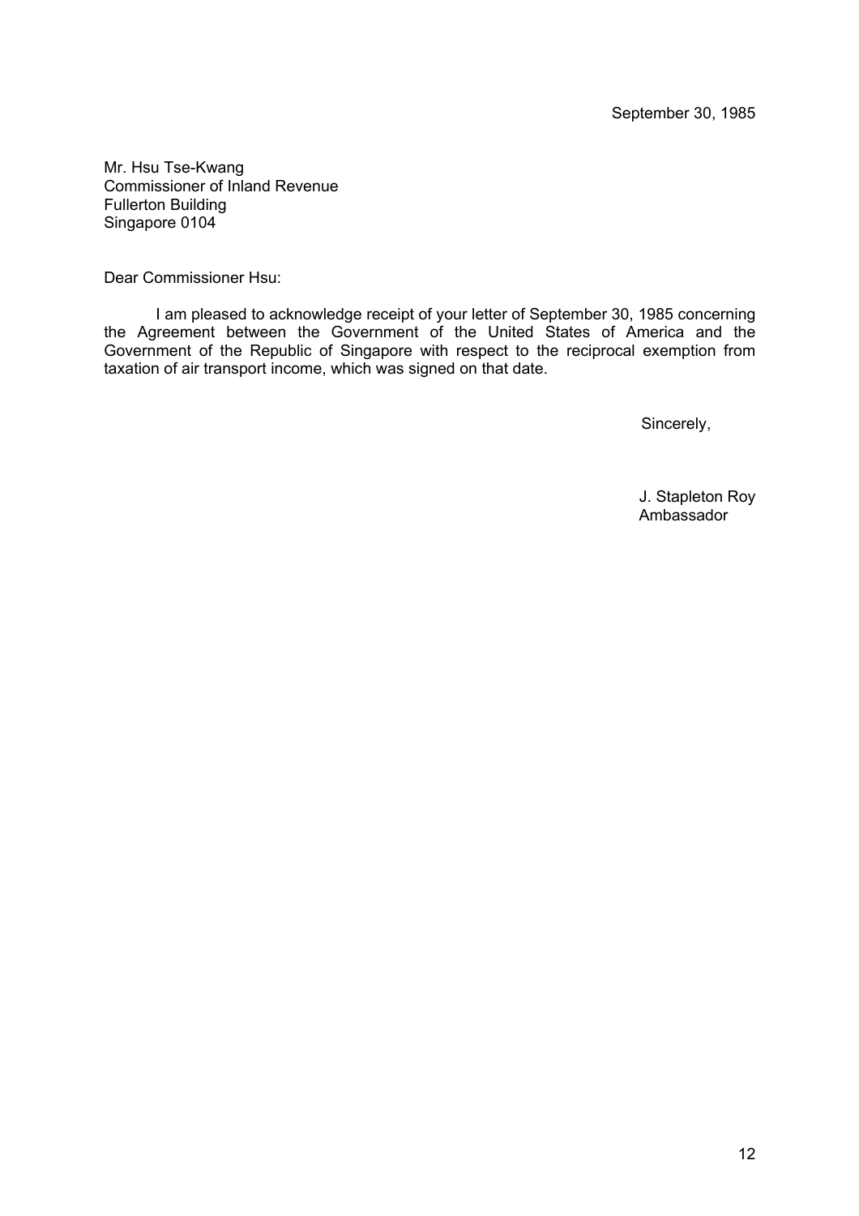September 30, 1985

Mr. Hsu Tse-Kwang
Commissioner of Inland Revenue
Fullerton Building
Singapore 0104

Dear Commissioner Hsu:

I am pleased to acknowledge receipt of your letter of September 30, 1985 concerning the Agreement between the Government of the United States of America and the Government of the Republic of Singapore with respect to the reciprocal exemption from taxation of air transport income, which was signed on that date.

Sincerely,

J. Stapleton Roy
Ambassador